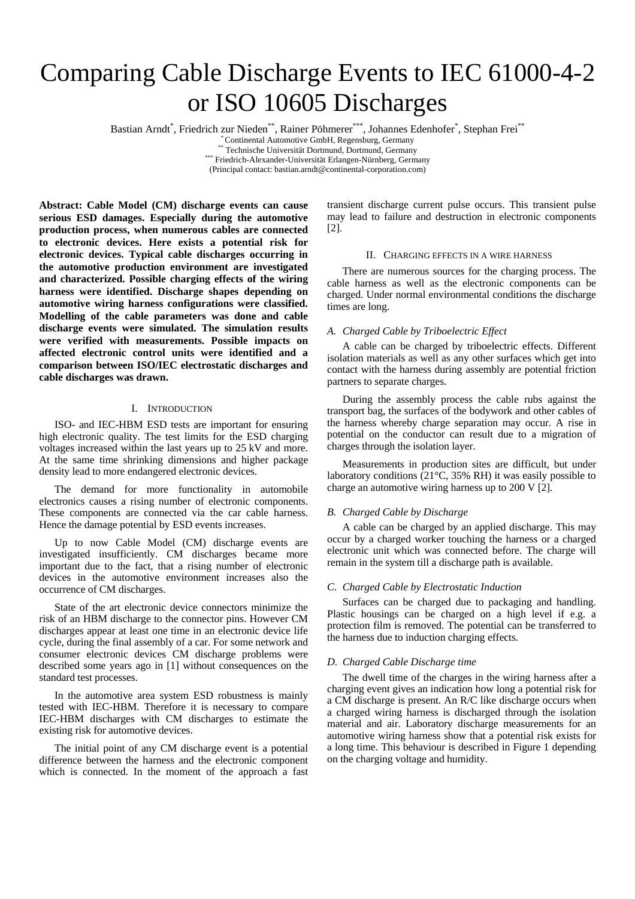# Comparing Cable Discharge Events to IEC 61000-4-2 or ISO 10605 Discharges

Bastian Arndt[*], Friedrich zur Nieden[**], Rainer Pöhmerer[***], Johannes Edenhofer[*], Stephan Frei[**]

[*] Continental Automotive GmbH, Regensburg, Germany
[**] Technische Universität Dortmund, Dortmund, Germany
[***] Friedrich-Alexander-Universität Erlangen-Nürnberg, Germany
(Principal contact: bastian.arndt@continental-corporation.com)

**Abstract: Cable Model (CM) discharge events can cause serious ESD damages. Especially during the automotive production process, when numerous cables are connected to electronic devices. Here exists a potential risk for electronic devices. Typical cable discharges occurring in the automotive production environment are investigated and characterized. Possible charging effects of the wiring harness were identified. Discharge shapes depending on automotive wiring harness configurations were classified. Modelling of the cable parameters was done and cable discharge events were simulated. The simulation results were verified with measurements. Possible impacts on affected electronic control units were identified and a comparison between ISO/IEC electrostatic discharges and cable discharges was drawn.**

## I. Introduction

ISO- and IEC-HBM ESD tests are important for ensuring high electronic quality. The test limits for the ESD charging voltages increased within the last years up to 25 kV and more. At the same time shrinking dimensions and higher package density lead to more endangered electronic devices.

The demand for more functionality in automobile electronics causes a rising number of electronic components. These components are connected via the car cable harness. Hence the damage potential by ESD events increases.

Up to now Cable Model (CM) discharge events are investigated insufficiently. CM discharges became more important due to the fact, that a rising number of electronic devices in the automotive environment increases also the occurrence of CM discharges.

State of the art electronic device connectors minimize the risk of an HBM discharge to the connector pins. However CM discharges appear at least one time in an electronic device life cycle, during the final assembly of a car. For some network and consumer electronic devices CM discharge problems were described some years ago in [1] without consequences on the standard test processes.

In the automotive area system ESD robustness is mainly tested with IEC-HBM. Therefore it is necessary to compare IEC-HBM discharges with CM discharges to estimate the existing risk for automotive devices.

The initial point of any CM discharge event is a potential difference between the harness and the electronic component which is connected. In the moment of the approach a fast transient discharge current pulse occurs. This transient pulse may lead to failure and destruction in electronic components [2].

## II. Charging effects in a wire harness

There are numerous sources for the charging process. The cable harness as well as the electronic components can be charged. Under normal environmental conditions the discharge times are long.

### *A. Charged Cable by Triboelectric Effect*

A cable can be charged by triboelectric effects. Different isolation materials as well as any other surfaces which get into contact with the harness during assembly are potential friction partners to separate charges.

During the assembly process the cable rubs against the transport bag, the surfaces of the bodywork and other cables of the harness whereby charge separation may occur. A rise in potential on the conductor can result due to a migration of charges through the isolation layer.

Measurements in production sites are difficult, but under laboratory conditions (21°C, 35% RH) it was easily possible to charge an automotive wiring harness up to 200 V [2].

### *B. Charged Cable by Discharge*

A cable can be charged by an applied discharge. This may occur by a charged worker touching the harness or a charged electronic unit which was connected before. The charge will remain in the system till a discharge path is available.

### *C. Charged Cable by Electrostatic Induction*

Surfaces can be charged due to packaging and handling. Plastic housings can be charged on a high level if e.g. a protection film is removed. The potential can be transferred to the harness due to induction charging effects.

### *D. Charged Cable Discharge time*

The dwell time of the charges in the wiring harness after a charging event gives an indication how long a potential risk for a CM discharge is present. An R/C like discharge occurs when a charged wiring harness is discharged through the isolation material and air. Laboratory discharge measurements for an automotive wiring harness show that a potential risk exists for a long time. This behaviour is described in Figure 1 depending on the charging voltage and humidity.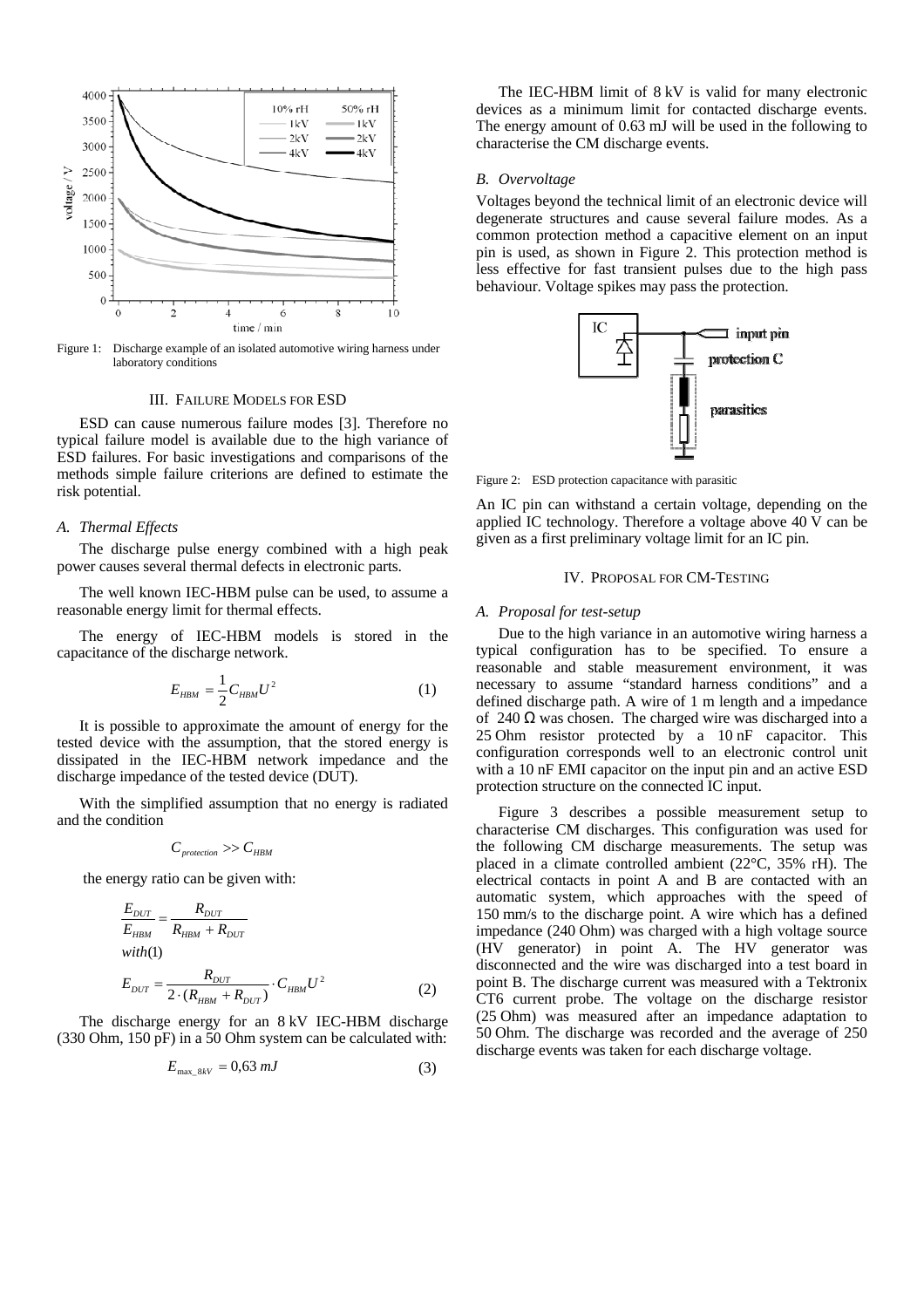Figure 1: Discharge example of an isolated automotive wiring harness under laboratory conditions

## III. Failure Models for ESD

ESD can cause numerous failure modes [3]. Therefore no typical failure model is available due to the high variance of ESD failures. For basic investigations and comparisons of the methods simple failure criterions are defined to estimate the risk potential.

### A. Thermal Effects

The discharge pulse energy combined with a high peak power causes several thermal defects in electronic parts.

The well known IEC-HBM pulse can be used, to assume a reasonable energy limit for thermal effects.

The energy of IEC-HBM models is stored in the capacitance of the discharge network.

$$E_{HBM} = \frac{1}{2} C_{HBM} U^2 \tag{1}$$

It is possible to approximate the amount of energy for the tested device with the assumption, that the stored energy is dissipated in the IEC-HBM network impedance and the discharge impedance of the tested device (DUT).

With the simplified assumption that no energy is radiated and the condition

$$C_{protection} >> C_{HBM}$$

the energy ratio can be given with:

$$\frac{E_{DUT}}{E_{HBM}} = \frac{R_{DUT}}{R_{HBM} + R_{DUT}}$$

$$with (1)$$

$$E_{DUT} = \frac{R_{DUT}}{2 \cdot (R_{HBM} + R_{DUT})} \cdot C_{HBM} U^2 \tag{2}$$

The discharge energy for an 8 kV IEC-HBM discharge (330 Ohm, 150 pF) in a 50 Ohm system can be calculated with:

$$E_{\max\_8kV} = 0{,}63\ mJ \tag{3}$$

The IEC-HBM limit of 8 kV is valid for many electronic devices as a minimum limit for contacted discharge events. The energy amount of 0.63 mJ will be used in the following to characterise the CM discharge events.

### B. Overvoltage

Voltages beyond the technical limit of an electronic device will degenerate structures and cause several failure modes. As a common protection method a capacitive element on an input pin is used, as shown in Figure 2. This protection method is less effective for fast transient pulses due to the high pass behaviour. Voltage spikes may pass the protection.

Figure 2: ESD protection capacitance with parasitic

An IC pin can withstand a certain voltage, depending on the applied IC technology. Therefore a voltage above 40 V can be given as a first preliminary voltage limit for an IC pin.

## IV. Proposal for CM-Testing

### A. Proposal for test-setup

Due to the high variance in an automotive wiring harness a typical configuration has to be specified. To ensure a reasonable and stable measurement environment, it was necessary to assume "standard harness conditions" and a defined discharge path. A wire of 1 m length and a impedance of 240 Ω was chosen. The charged wire was discharged into a 25 Ohm resistor protected by a 10 nF capacitor. This configuration corresponds well to an electronic control unit with a 10 nF EMI capacitor on the input pin and an active ESD protection structure on the connected IC input.

Figure 3 describes a possible measurement setup to characterise CM discharges. This configuration was used for the following CM discharge measurements. The setup was placed in a climate controlled ambient (22°C, 35% rH). The electrical contacts in point A and B are contacted with an automatic system, which approaches with the speed of 150 mm/s to the discharge point. A wire which has a defined impedance (240 Ohm) was charged with a high voltage source (HV generator) in point A. The HV generator was disconnected and the wire was discharged into a test board in point B. The discharge current was measured with a Tektronix CT6 current probe. The voltage on the discharge resistor (25 Ohm) was measured after an impedance adaptation to 50 Ohm. The discharge was recorded and the average of 250 discharge events was taken for each discharge voltage.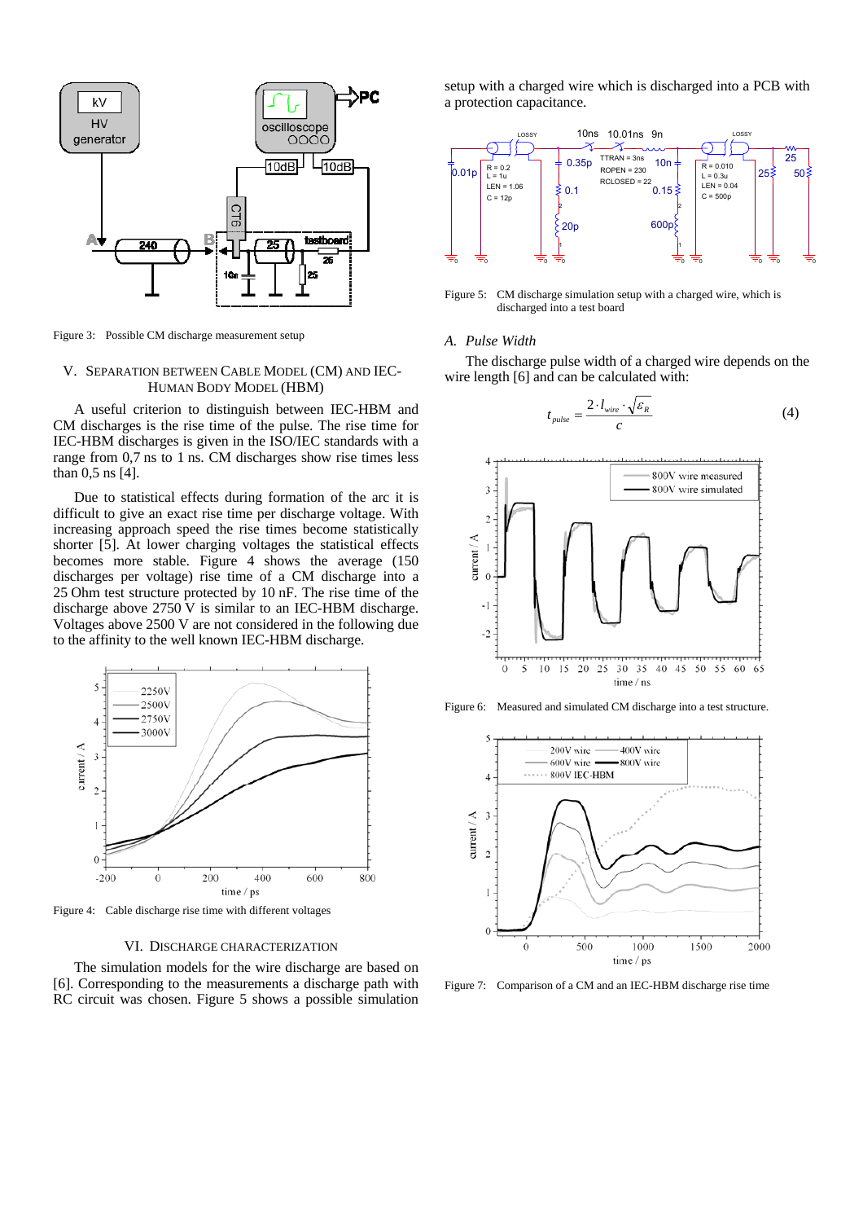Figure 3: Possible CM discharge measurement setup

## V. Separation between Cable Model (CM) and IEC-Human Body Model (HBM)

A useful criterion to distinguish between IEC-HBM and CM discharges is the rise time of the pulse. The rise time for IEC-HBM discharges is given in the ISO/IEC standards with a range from 0,7 ns to 1 ns. CM discharges show rise times less than 0,5 ns [4].

Due to statistical effects during formation of the arc it is difficult to give an exact rise time per discharge voltage. With increasing approach speed the rise times become statistically shorter [5]. At lower charging voltages the statistical effects becomes more stable. Figure 4 shows the average (150 discharges per voltage) rise time of a CM discharge into a 25 Ohm test structure protected by 10 nF. The rise time of the discharge above 2750 V is similar to an IEC-HBM discharge. Voltages above 2500 V are not considered in the following due to the affinity to the well known IEC-HBM discharge.

Figure 4: Cable discharge rise time with different voltages

## VI. Discharge Characterization

The simulation models for the wire discharge are based on [6]. Corresponding to the measurements a discharge path with RC circuit was chosen. Figure 5 shows a possible simulation setup with a charged wire which is discharged into a PCB with a protection capacitance.

Figure 5: CM discharge simulation setup with a charged wire, which is discharged into a test board

### A. Pulse Width

The discharge pulse width of a charged wire depends on the wire length [6] and can be calculated with:

$$t_{pulse} = \frac{2 \cdot l_{wire} \cdot \sqrt{\varepsilon_R}}{c} \tag{4}$$

Figure 6: Measured and simulated CM discharge into a test structure.

Figure 7: Comparison of a CM and an IEC-HBM discharge rise time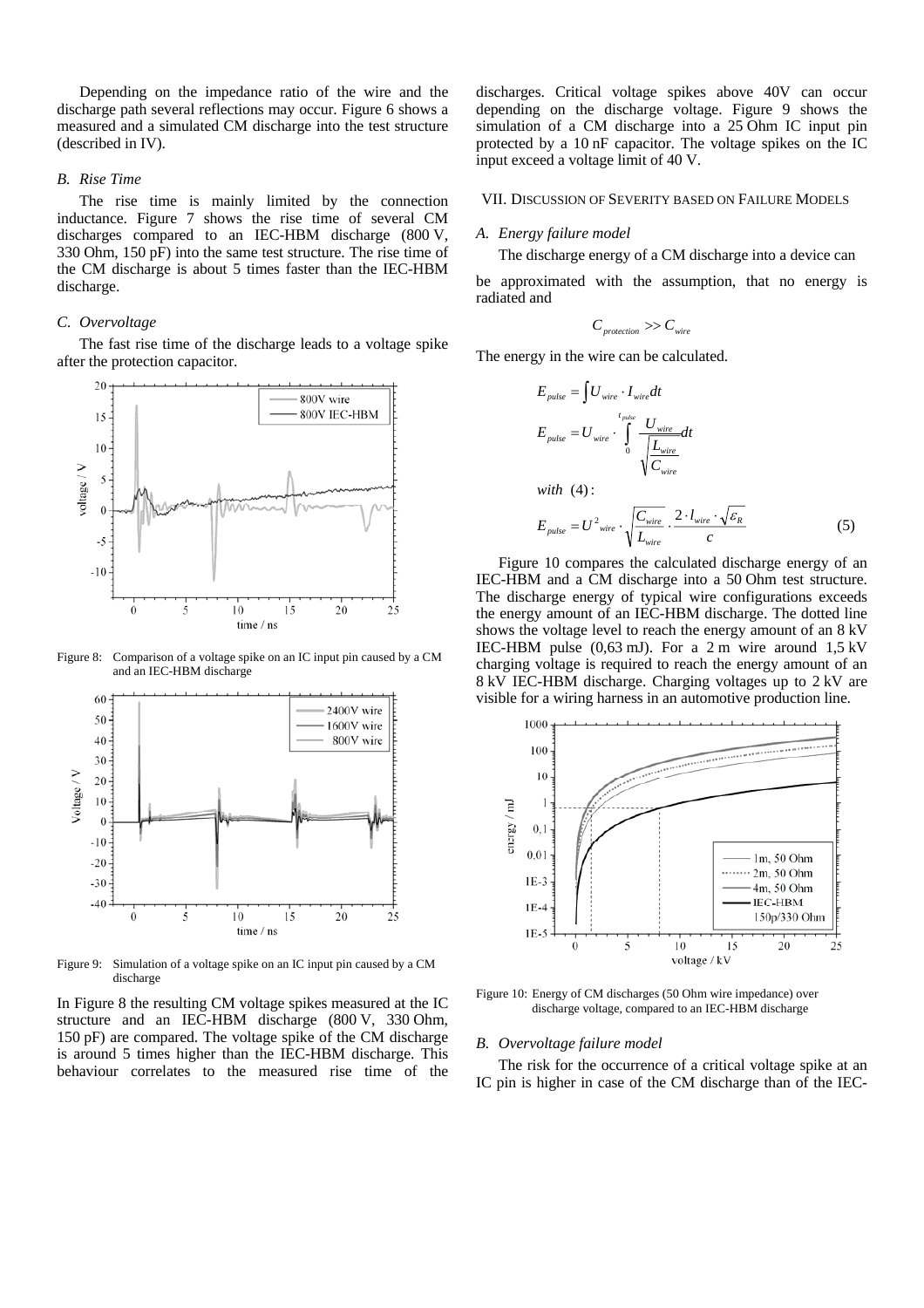Depending on the impedance ratio of the wire and the discharge path several reflections may occur. Figure 6 shows a measured and a simulated CM discharge into the test structure (described in IV).

### *B. Rise Time*

The rise time is mainly limited by the connection inductance. Figure 7 shows the rise time of several CM discharges compared to an IEC-HBM discharge (800 V, 330 Ohm, 150 pF) into the same test structure. The rise time of the CM discharge is about 5 times faster than the IEC-HBM discharge.

### *C. Overvoltage*

The fast rise time of the discharge leads to a voltage spike after the protection capacitor.

Figure 8: Comparison of a voltage spike on an IC input pin caused by a CM and an IEC-HBM discharge

Figure 9: Simulation of a voltage spike on an IC input pin caused by a CM discharge

In Figure 8 the resulting CM voltage spikes measured at the IC structure and an IEC-HBM discharge (800 V, 330 Ohm, 150 pF) are compared. The voltage spike of the CM discharge is around 5 times higher than the IEC-HBM discharge. This behaviour correlates to the measured rise time of the discharges. Critical voltage spikes above 40V can occur depending on the discharge voltage. Figure 9 shows the simulation of a CM discharge into a 25 Ohm IC input pin protected by a 10 nF capacitor. The voltage spikes on the IC input exceed a voltage limit of 40 V.

## VII. Discussion of Severity based on Failure Models

### *A. Energy failure model*

The discharge energy of a CM discharge into a device can be approximated with the assumption, that no energy is radiated and

$$C_{protection} >> C_{wire}$$

The energy in the wire can be calculated.

$$E_{pulse} = \int U_{wire} \cdot I_{wire} dt$$

$$E_{pulse} = U_{wire} \cdot \int_{0}^{t_{pulse}} \frac{U_{wire}}{\sqrt{\frac{L_{wire}}{C_{wire}}}} dt$$

$$with \ (4):$$

$$E_{pulse} = U^2{}_{wire} \cdot \sqrt{\frac{C_{wire}}{L_{wire}}} \cdot \frac{2 \cdot l_{wire} \cdot \sqrt{\varepsilon_R}}{c} \quad (5)$$

Figure 10 compares the calculated discharge energy of an IEC-HBM and a CM discharge into a 50 Ohm test structure. The discharge energy of typical wire configurations exceeds the energy amount of an IEC-HBM discharge. The dotted line shows the voltage level to reach the energy amount of an 8 kV IEC-HBM pulse (0,63 mJ). For a 2 m wire around 1,5 kV charging voltage is required to reach the energy amount of an 8 kV IEC-HBM discharge. Charging voltages up to 2 kV are visible for a wiring harness in an automotive production line.

Figure 10: Energy of CM discharges (50 Ohm wire impedance) over discharge voltage, compared to an IEC-HBM discharge

### *B. Overvoltage failure model*

The risk for the occurrence of a critical voltage spike at an IC pin is higher in case of the CM discharge than of the IEC-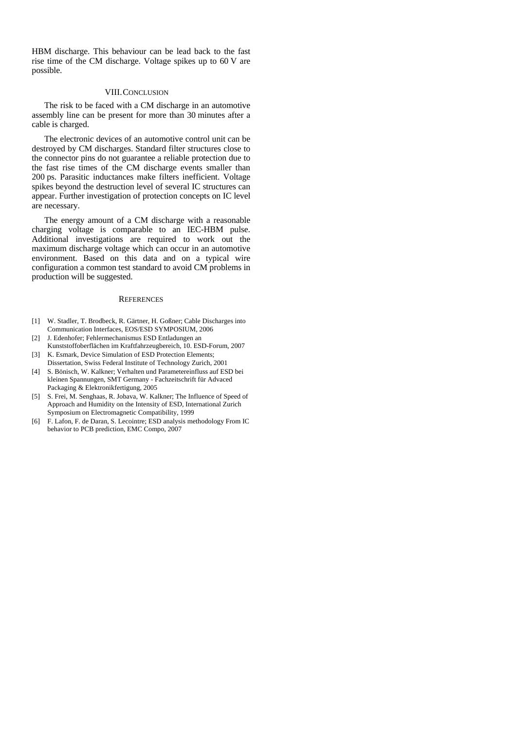HBM discharge. This behaviour can be lead back to the fast rise time of the CM discharge. Voltage spikes up to 60 V are possible.

## VIII. Conclusion

The risk to be faced with a CM discharge in an automotive assembly line can be present for more than 30 minutes after a cable is charged.

The electronic devices of an automotive control unit can be destroyed by CM discharges. Standard filter structures close to the connector pins do not guarantee a reliable protection due to the fast rise times of the CM discharge events smaller than 200 ps. Parasitic inductances make filters inefficient. Voltage spikes beyond the destruction level of several IC structures can appear. Further investigation of protection concepts on IC level are necessary.

The energy amount of a CM discharge with a reasonable charging voltage is comparable to an IEC-HBM pulse. Additional investigations are required to work out the maximum discharge voltage which can occur in an automotive environment. Based on this data and on a typical wire configuration a common test standard to avoid CM problems in production will be suggested.

## References

[1] W. Stadler, T. Brodbeck, R. Gärtner, H. Goßner; Cable Discharges into Communication Interfaces, EOS/ESD SYMPOSIUM, 2006

[2] J. Edenhofer; Fehlermechanismus ESD Entladungen an Kunststoffoberflächen im Kraftfahrzeugbereich, 10. ESD-Forum, 2007

[3] K. Esmark, Device Simulation of ESD Protection Elements; Dissertation, Swiss Federal Institute of Technology Zurich, 2001

[4] S. Bönisch, W. Kalkner; Verhalten und Parametereinfluss auf ESD bei kleinen Spannungen, SMT Germany - Fachzeitschrift für Advaced Packaging & Elektronikfertigung, 2005

[5] S. Frei, M. Senghaas, R. Jobava, W. Kalkner; The Influence of Speed of Approach and Humidity on the Intensity of ESD, International Zurich Symposium on Electromagnetic Compatibility, 1999

[6] F. Lafon, F. de Daran, S. Lecointre; ESD analysis methodology From IC behavior to PCB prediction, EMC Compo, 2007